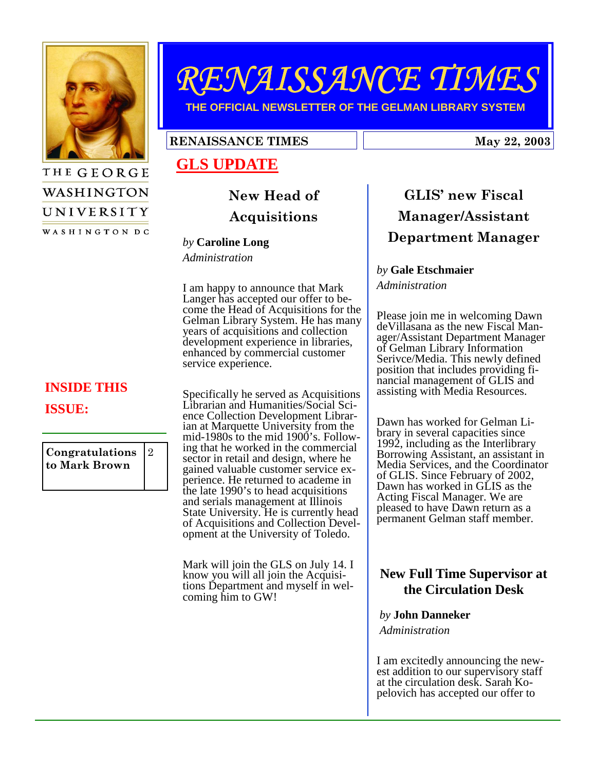THE GEORGE WASHINGTON UNIVERSITY

WASHINGTON DC

# RENAISSANCE TIMES

**THE OFFICIAL NEWSLETTER OF THE GELMAN LIBRARY SYSTEM**

**RENAISSANCE TIMES** | **May 22, 2003**

## GLS UPDATE

### New Head of Acquisitions

*by* **Caroline Long**
*Administration*

I am happy to announce that Mark Langer has accepted our offer to become the Head of Acquisitions for the Gelman Library System. He has many years of acquisitions and collection development experience in libraries, enhanced by commercial customer service experience.

Specifically he served as Acquisitions Librarian and Humanities/Social Science Collection Development Librarian at Marquette University from the mid-1980s to the mid 1900's. Following that he worked in the commercial sector in retail and design, where he gained valuable customer service experience. He returned to academe in the late 1990's to head acquisitions and serials management at Illinois State University. He is currently head of Acquisitions and Collection Development at the University of Toledo.

Mark will join the GLS on July 14. I know you will all join the Acquisitions Department and myself in welcoming him to GW!

### GLIS' new Fiscal Manager/Assistant Department Manager

*by* **Gale Etschmaier**
*Administration*

Please join me in welcoming Dawn deVillasana as the new Fiscal Manager/Assistant Department Manager of Gelman Library Information Serivce/Media. This newly defined position that includes providing financial management of GLIS and assisting with Media Resources.

Dawn has worked for Gelman Library in several capacities since 1992, including as the Interlibrary Borrowing Assistant, an assistant in Media Services, and the Coordinator of GLIS. Since February of 2002, Dawn has worked in GLIS as the Acting Fiscal Manager. We are pleased to have Dawn return as a permanent Gelman staff member.

### New Full Time Supervisor at the Circulation Desk

*by* **John Danneker**
*Administration*

I am excitedly announcing the newest addition to our supervisory staff at the circulation desk. Sarah Kopelovich has accepted our offer to

**INSIDE THIS ISSUE:**

| Congratulations to Mark Brown | 2 |
|---|---|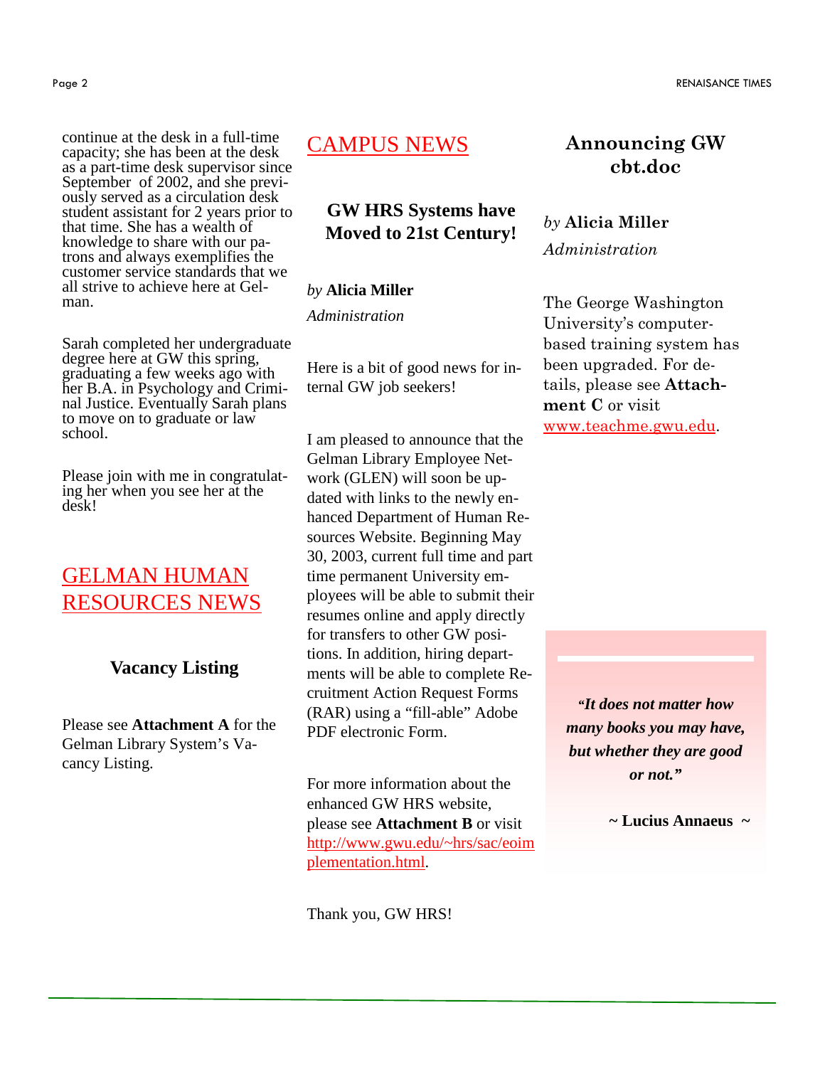continue at the desk in a full-time capacity; she has been at the desk as a part-time desk supervisor since September of 2002, and she previously served as a circulation desk student assistant for 2 years prior to that time. She has a wealth of knowledge to share with our patrons and always exemplifies the customer service standards that we all strive to achieve here at Gelman.

Sarah completed her undergraduate degree here at GW this spring, graduating a few weeks ago with her B.A. in Psychology and Criminal Justice. Eventually Sarah plans to move on to graduate or law school.

Please join with me in congratulating her when you see her at the desk!

## GELMAN HUMAN RESOURCES NEWS

### Vacancy Listing

Please see **Attachment A** for the Gelman Library System's Vacancy Listing.

## CAMPUS NEWS

### GW HRS Systems have Moved to 21st Century!

*by* **Alicia Miller**

*Administration*

Here is a bit of good news for internal GW job seekers!

I am pleased to announce that the Gelman Library Employee Network (GLEN) will soon be updated with links to the newly enhanced Department of Human Resources Website. Beginning May 30, 2003, current full time and part time permanent University employees will be able to submit their resumes online and apply directly for transfers to other GW positions. In addition, hiring departments will be able to complete Recruitment Action Request Forms (RAR) using a "fill-able" Adobe PDF electronic Form.

For more information about the enhanced GW HRS website, please see **Attachment B** or visit http://www.gwu.edu/~hrs/sac/eoimplementation.html.

Thank you, GW HRS!

### Announcing GW cbt.doc

*by* **Alicia Miller**

*Administration*

The George Washington University's computer-based training system has been upgraded. For details, please see **Attachment C** or visit www.teachme.gwu.edu.

***"It does not matter how many books you may have, but whether they are good or not."***

**~ Lucius Annaeus ~**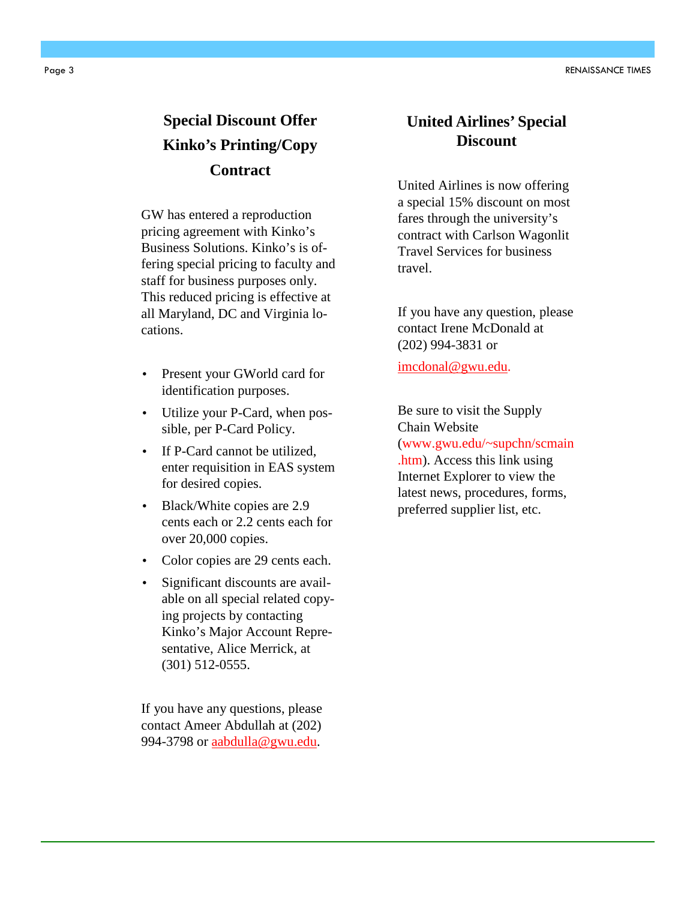## Special Discount Offer Kinko's Printing/Copy Contract

GW has entered a reproduction pricing agreement with Kinko's Business Solutions. Kinko's is offering special pricing to faculty and staff for business purposes only. This reduced pricing is effective at all Maryland, DC and Virginia locations.

- Present your GWorld card for identification purposes.
- Utilize your P-Card, when possible, per P-Card Policy.
- If P-Card cannot be utilized, enter requisition in EAS system for desired copies.
- Black/White copies are 2.9 cents each or 2.2 cents each for over 20,000 copies.
- Color copies are 29 cents each.
- Significant discounts are available on all special related copying projects by contacting Kinko's Major Account Representative, Alice Merrick, at (301) 512-0555.

If you have any questions, please contact Ameer Abdullah at (202) 994-3798 or aabdulla@gwu.edu.

## United Airlines' Special Discount

United Airlines is now offering a special 15% discount on most fares through the university's contract with Carlson Wagonlit Travel Services for business travel.

If you have any question, please contact Irene McDonald at (202) 994-3831 or

imcdonal@gwu.edu.

Be sure to visit the Supply Chain Website (www.gwu.edu/~supchn/scmain.htm). Access this link using Internet Explorer to view the latest news, procedures, forms, preferred supplier list, etc.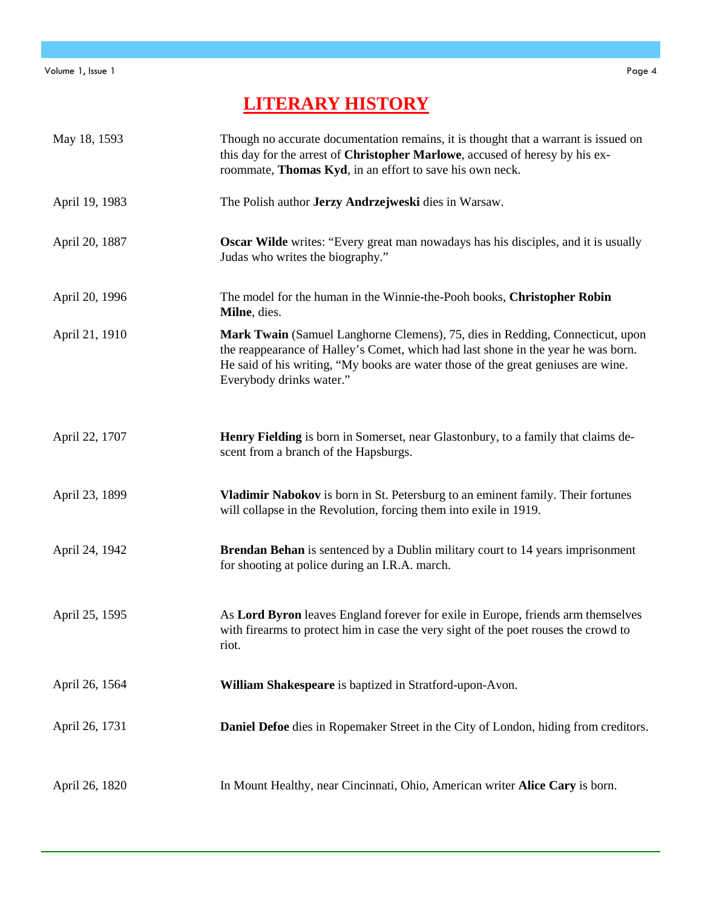# LITERARY HISTORY

| | |
|---|---|
| May 18, 1593 | Though no accurate documentation remains, it is thought that a warrant is issued on this day for the arrest of **Christopher Marlowe**, accused of heresy by his ex-roommate, **Thomas Kyd**, in an effort to save his own neck. |
| April 19, 1983 | The Polish author **Jerzy Andrzejweski** dies in Warsaw. |
| April 20, 1887 | **Oscar Wilde** writes: "Every great man nowadays has his disciples, and it is usually Judas who writes the biography." |
| April 20, 1996 | The model for the human in the Winnie-the-Pooh books, **Christopher Robin Milne**, dies. |
| April 21, 1910 | **Mark Twain** (Samuel Langhorne Clemens), 75, dies in Redding, Connecticut, upon the reappearance of Halley's Comet, which had last shone in the year he was born. He said of his writing, "My books are water those of the great geniuses are wine. Everybody drinks water." |
| April 22, 1707 | **Henry Fielding** is born in Somerset, near Glastonbury, to a family that claims descent from a branch of the Hapsburgs. |
| April 23, 1899 | **Vladimir Nabokov** is born in St. Petersburg to an eminent family. Their fortunes will collapse in the Revolution, forcing them into exile in 1919. |
| April 24, 1942 | **Brendan Behan** is sentenced by a Dublin military court to 14 years imprisonment for shooting at police during an I.R.A. march. |
| April 25, 1595 | As **Lord Byron** leaves England forever for exile in Europe, friends arm themselves with firearms to protect him in case the very sight of the poet rouses the crowd to riot. |
| April 26, 1564 | **William Shakespeare** is baptized in Stratford-upon-Avon. |
| April 26, 1731 | **Daniel Defoe** dies in Ropemaker Street in the City of London, hiding from creditors. |
| April 26, 1820 | In Mount Healthy, near Cincinnati, Ohio, American writer **Alice Cary** is born. |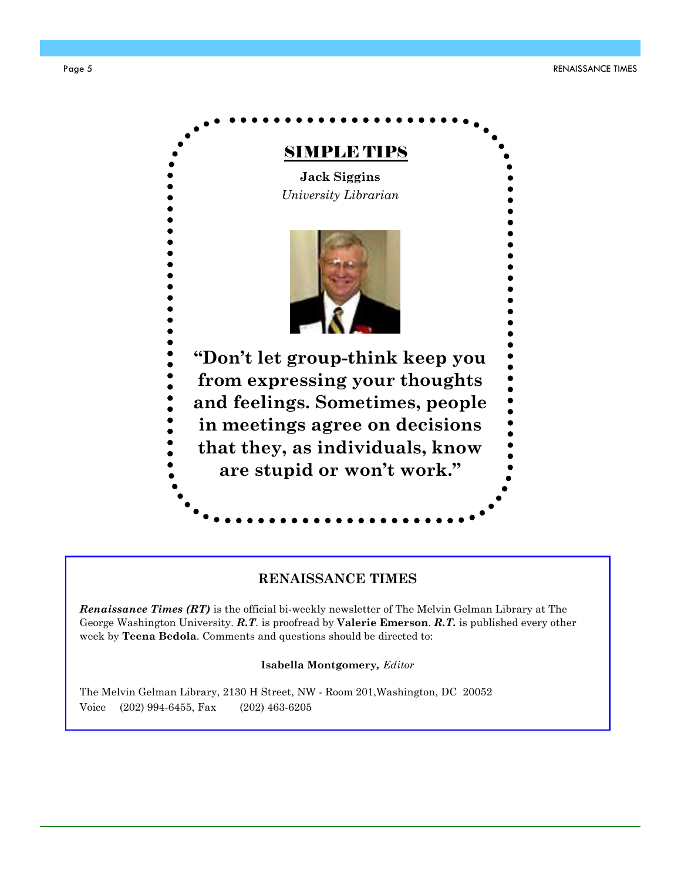## SIMPLE TIPS

**Jack Siggins**
*University Librarian*

**"Don't let group-think keep you from expressing your thoughts and feelings. Sometimes, people in meetings agree on decisions that they, as individuals, know are stupid or won't work."**

### RENAISSANCE TIMES

***Renaissance Times (RT)*** is the official bi-weekly newsletter of The Melvin Gelman Library at The George Washington University. ***R.T***. is proofread by **Valerie Emerson**. ***R.T.*** is published every other week by **Teena Bedola**. Comments and questions should be directed to:

**Isabella Montgomery,** *Editor*

The Melvin Gelman Library, 2130 H Street, NW - Room 201,Washington, DC 20052
Voice (202) 994-6455, Fax (202) 463-6205